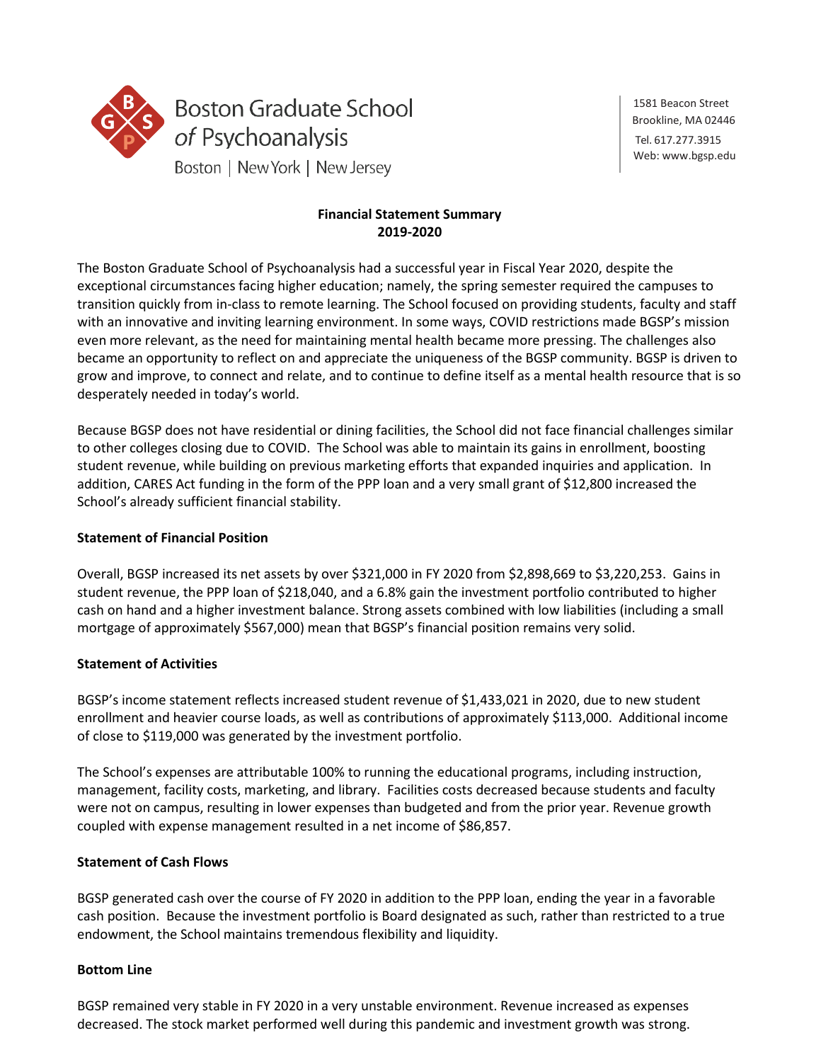Boston Graduate School of Psychoanalysis

Boston | New York | New Jersey

1581 Beacon Street
Brookline, MA 02446
Tel. 617.277.3915
Web: www.bgsp.edu

**Financial Statement Summary**
**2019-2020**

The Boston Graduate School of Psychoanalysis had a successful year in Fiscal Year 2020, despite the exceptional circumstances facing higher education; namely, the spring semester required the campuses to transition quickly from in-class to remote learning. The School focused on providing students, faculty and staff with an innovative and inviting learning environment. In some ways, COVID restrictions made BGSP's mission even more relevant, as the need for maintaining mental health became more pressing. The challenges also became an opportunity to reflect on and appreciate the uniqueness of the BGSP community. BGSP is driven to grow and improve, to connect and relate, and to continue to define itself as a mental health resource that is so desperately needed in today's world.

Because BGSP does not have residential or dining facilities, the School did not face financial challenges similar to other colleges closing due to COVID. The School was able to maintain its gains in enrollment, boosting student revenue, while building on previous marketing efforts that expanded inquiries and application. In addition, CARES Act funding in the form of the PPP loan and a very small grant of $12,800 increased the School's already sufficient financial stability.

**Statement of Financial Position**

Overall, BGSP increased its net assets by over $321,000 in FY 2020 from $2,898,669 to $3,220,253. Gains in student revenue, the PPP loan of $218,040, and a 6.8% gain the investment portfolio contributed to higher cash on hand and a higher investment balance. Strong assets combined with low liabilities (including a small mortgage of approximately $567,000) mean that BGSP's financial position remains very solid.

**Statement of Activities**

BGSP's income statement reflects increased student revenue of $1,433,021 in 2020, due to new student enrollment and heavier course loads, as well as contributions of approximately $113,000. Additional income of close to $119,000 was generated by the investment portfolio.

The School's expenses are attributable 100% to running the educational programs, including instruction, management, facility costs, marketing, and library. Facilities costs decreased because students and faculty were not on campus, resulting in lower expenses than budgeted and from the prior year. Revenue growth coupled with expense management resulted in a net income of $86,857.

**Statement of Cash Flows**

BGSP generated cash over the course of FY 2020 in addition to the PPP loan, ending the year in a favorable cash position. Because the investment portfolio is Board designated as such, rather than restricted to a true endowment, the School maintains tremendous flexibility and liquidity.

**Bottom Line**

BGSP remained very stable in FY 2020 in a very unstable environment. Revenue increased as expenses decreased. The stock market performed well during this pandemic and investment growth was strong.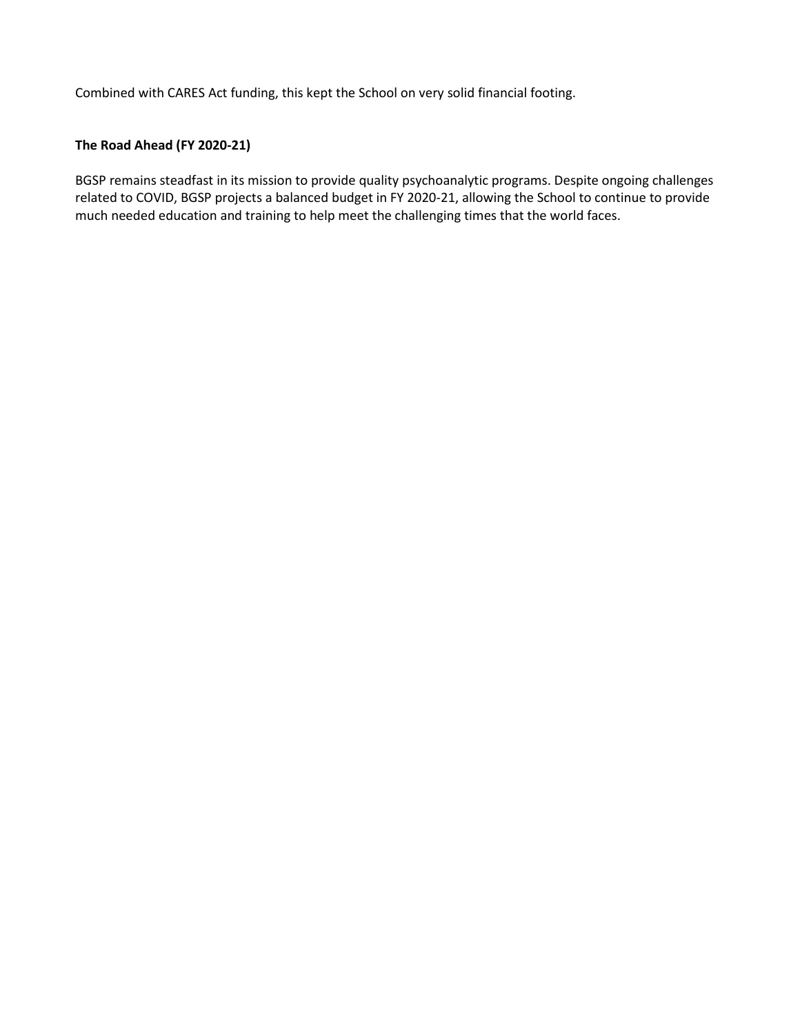Combined with CARES Act funding, this kept the School on very solid financial footing.

**The Road Ahead (FY 2020-21)**

BGSP remains steadfast in its mission to provide quality psychoanalytic programs. Despite ongoing challenges related to COVID, BGSP projects a balanced budget in FY 2020-21, allowing the School to continue to provide much needed education and training to help meet the challenging times that the world faces.